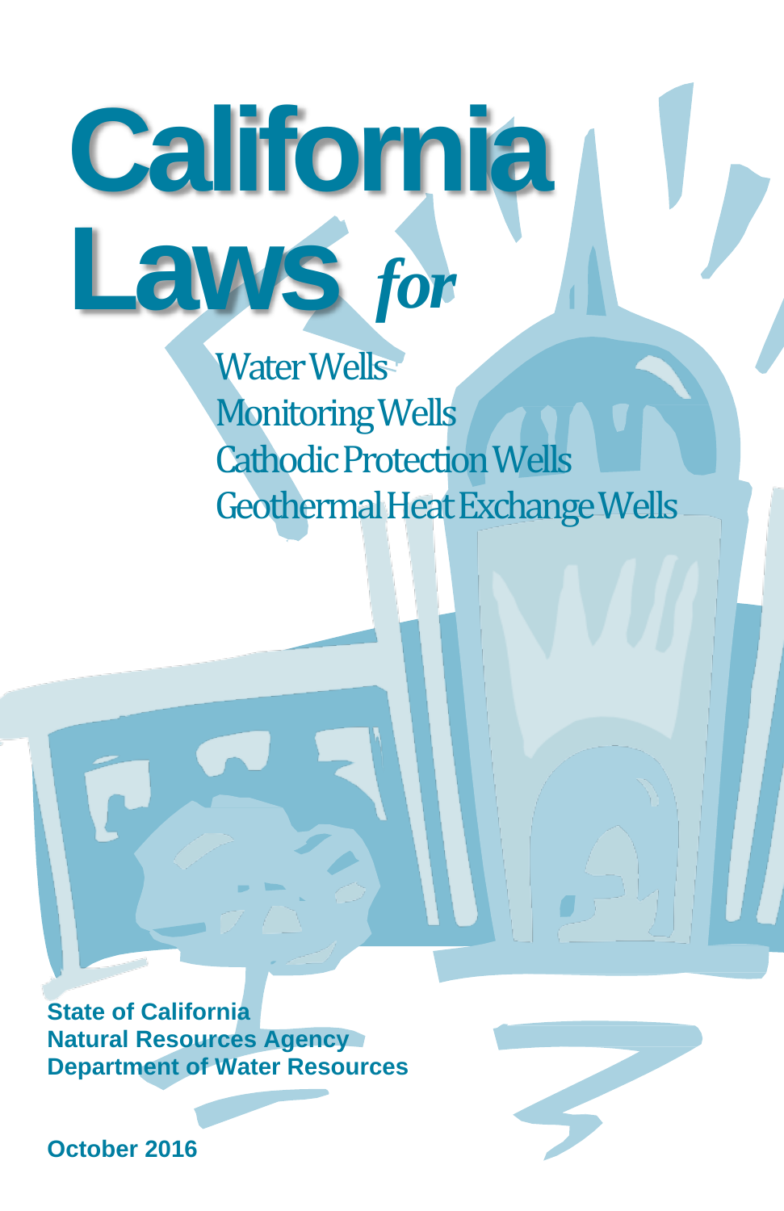# California Laws *for*

Water Wells
Monitoring Wells
Cathodic Protection Wells
Geothermal Heat Exchange Wells

**State of California**
**Natural Resources Agency**
**Department of Water Resources**

**October 2016**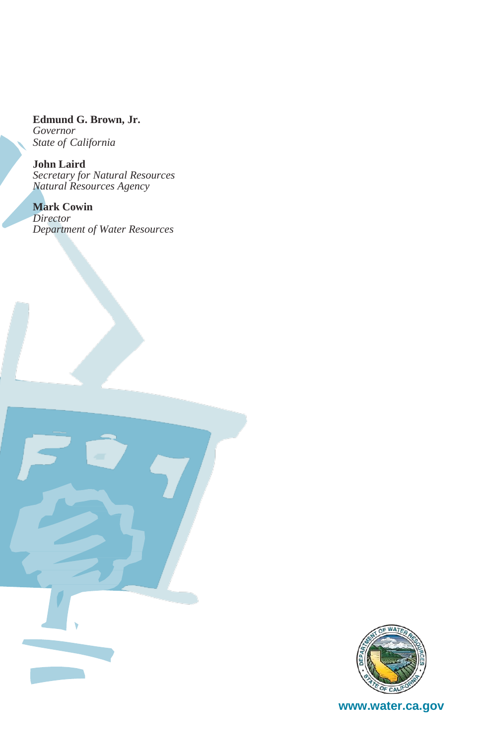**Edmund G. Brown, Jr.**
*Governor*
*State of California*

**John Laird**
*Secretary for Natural Resources*
*Natural Resources Agency*

**Mark Cowin**
*Director*
*Department of Water Resources*

www.water.ca.gov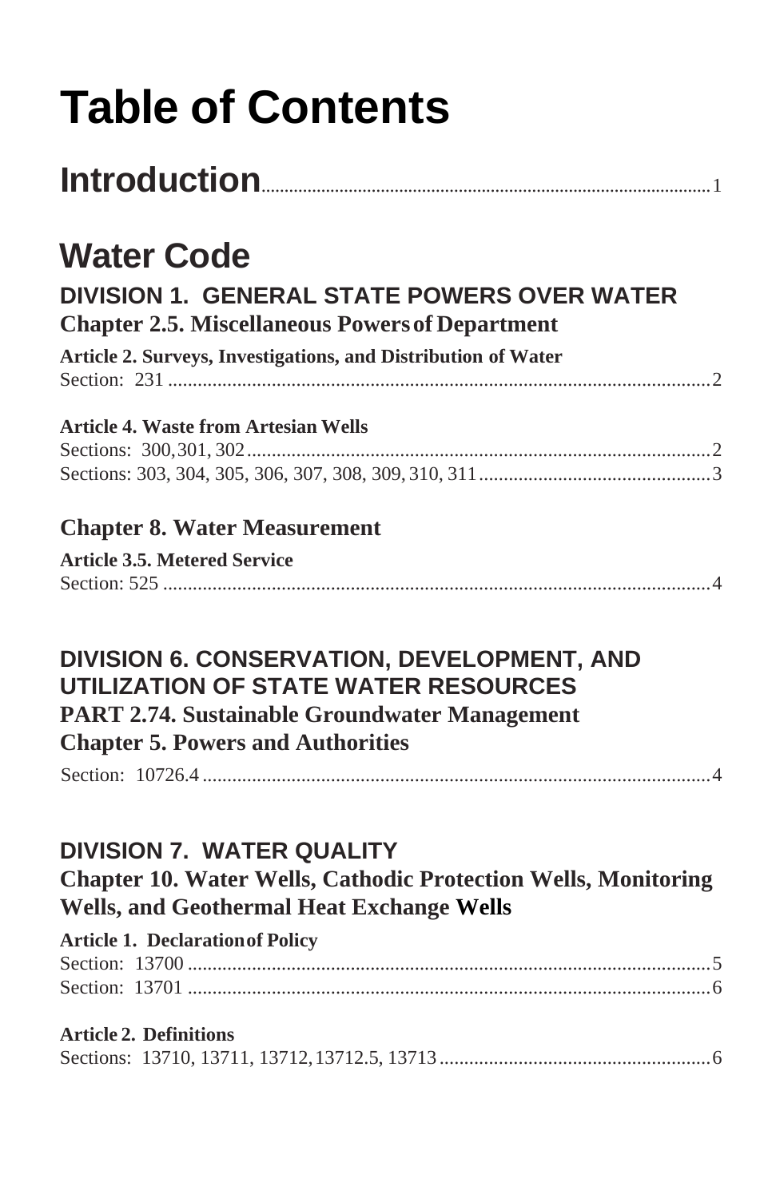# Table of Contents

## Introduction ..... 1

## Water Code

### DIVISION 1. GENERAL STATE POWERS OVER WATER

**Chapter 2.5. Miscellaneous Powers of Department**

**Article 2. Surveys, Investigations, and Distribution of Water**

Section: 231 ..... 2

**Article 4. Waste from Artesian Wells**

Sections: 300, 301, 302 ..... 2

Sections: 303, 304, 305, 306, 307, 308, 309, 310, 311 ..... 3

**Chapter 8. Water Measurement**

**Article 3.5. Metered Service**

Section: 525 ..... 4

### DIVISION 6. CONSERVATION, DEVELOPMENT, AND UTILIZATION OF STATE WATER RESOURCES

**PART 2.74. Sustainable Groundwater Management**

**Chapter 5. Powers and Authorities**

Section: 10726.4 ..... 4

### DIVISION 7. WATER QUALITY

**Chapter 10. Water Wells, Cathodic Protection Wells, Monitoring Wells, and Geothermal Heat Exchange Wells**

**Article 1. Declaration of Policy**

Section: 13700 ..... 5

Section: 13701 ..... 6

**Article 2. Definitions**

Sections: 13710, 13711, 13712, 13712.5, 13713 ..... 6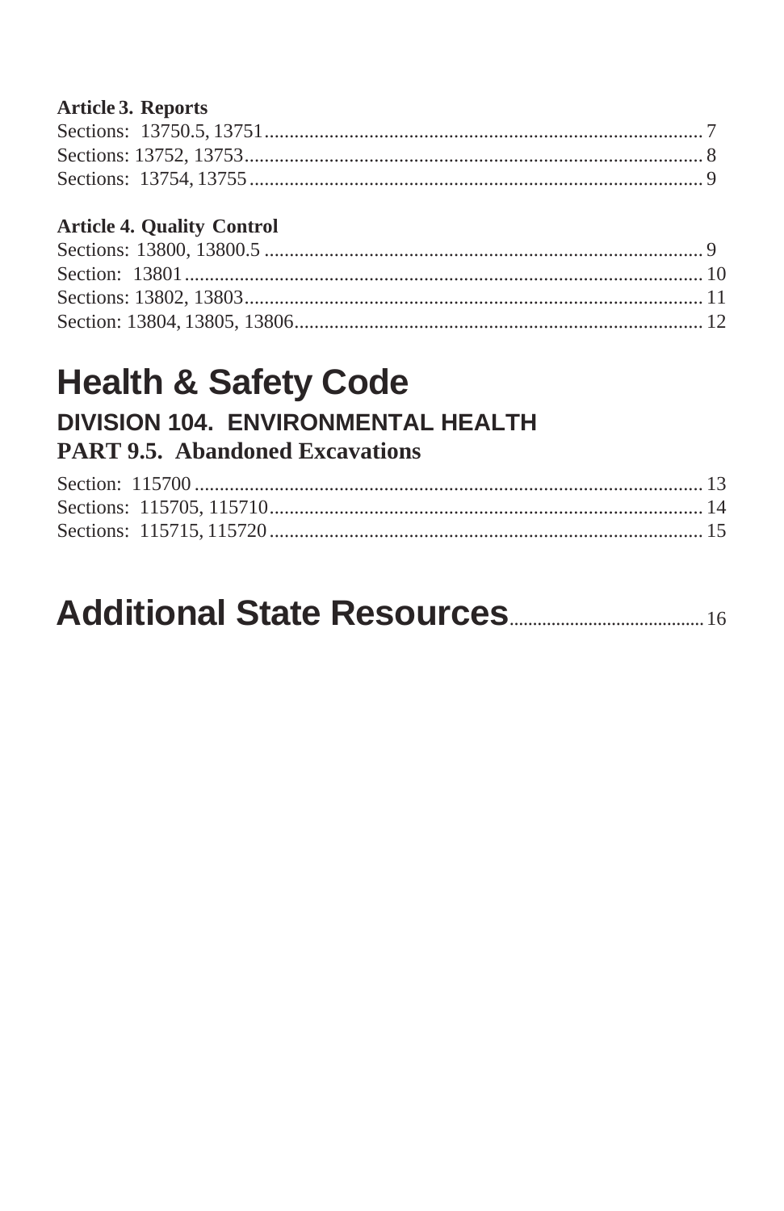**Article 3. Reports**

Sections: 13750.5, 13751 .......... 7
Sections: 13752, 13753 .......... 8
Sections: 13754, 13755 .......... 9

**Article 4. Quality Control**

Sections: 13800, 13800.5 .......... 9
Section: 13801 .......... 10
Sections: 13802, 13803 .......... 11
Section: 13804, 13805, 13806 .......... 12

# Health & Safety Code

## DIVISION 104. ENVIRONMENTAL HEALTH

## PART 9.5. Abandoned Excavations

Section: 115700 .......... 13
Sections: 115705, 115710 .......... 14
Sections: 115715, 115720 .......... 15

# Additional State Resources .......... 16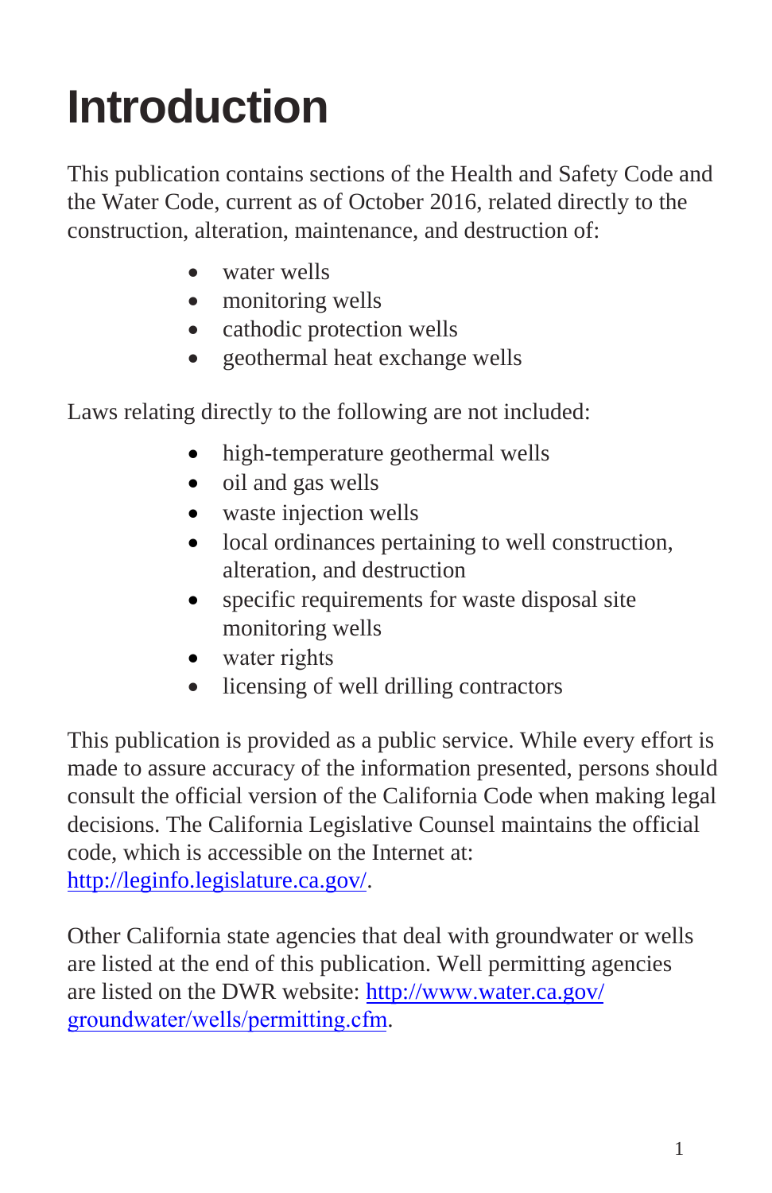# Introduction

This publication contains sections of the Health and Safety Code and the Water Code, current as of October 2016, related directly to the construction, alteration, maintenance, and destruction of:

- water wells
- monitoring wells
- cathodic protection wells
- geothermal heat exchange wells

Laws relating directly to the following are not included:

- high-temperature geothermal wells
- oil and gas wells
- waste injection wells
- local ordinances pertaining to well construction, alteration, and destruction
- specific requirements for waste disposal site monitoring wells
- water rights
- licensing of well drilling contractors

This publication is provided as a public service. While every effort is made to assure accuracy of the information presented, persons should consult the official version of the California Code when making legal decisions. The California Legislative Counsel maintains the official code, which is accessible on the Internet at: [http://leginfo.legislature.ca.gov/](http://leginfo.legislature.ca.gov/).

Other California state agencies that deal with groundwater or wells are listed at the end of this publication. Well permitting agencies are listed on the DWR website: [http://www.water.ca.gov/groundwater/wells/permitting.cfm](http://www.water.ca.gov/groundwater/wells/permitting.cfm).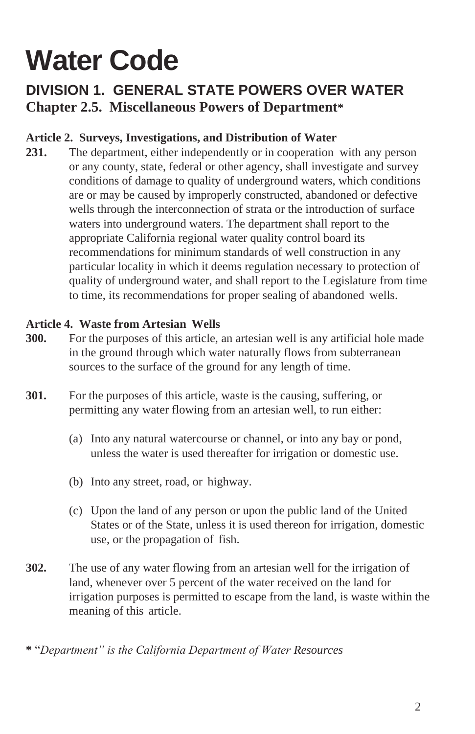# Water Code

## DIVISION 1. GENERAL STATE POWERS OVER WATER

### Chapter 2.5. Miscellaneous Powers of Department*

#### Article 2. Surveys, Investigations, and Distribution of Water

**231.** The department, either independently or in cooperation with any person or any county, state, federal or other agency, shall investigate and survey conditions of damage to quality of underground waters, which conditions are or may be caused by improperly constructed, abandoned or defective wells through the interconnection of strata or the introduction of surface waters into underground waters. The department shall report to the appropriate California regional water quality control board its recommendations for minimum standards of well construction in any particular locality in which it deems regulation necessary to protection of quality of underground water, and shall report to the Legislature from time to time, its recommendations for proper sealing of abandoned wells.

#### Article 4. Waste from Artesian Wells

**300.** For the purposes of this article, an artesian well is any artificial hole made in the ground through which water naturally flows from subterranean sources to the surface of the ground for any length of time.

**301.** For the purposes of this article, waste is the causing, suffering, or permitting any water flowing from an artesian well, to run either:

(a) Into any natural watercourse or channel, or into any bay or pond, unless the water is used thereafter for irrigation or domestic use.

(b) Into any street, road, or highway.

(c) Upon the land of any person or upon the public land of the United States or of the State, unless it is used thereon for irrigation, domestic use, or the propagation of fish.

**302.** The use of any water flowing from an artesian well for the irrigation of land, whenever over 5 percent of the water received on the land for irrigation purposes is permitted to escape from the land, is waste within the meaning of this article.

**\*** *"Department" is the California Department of Water Resources*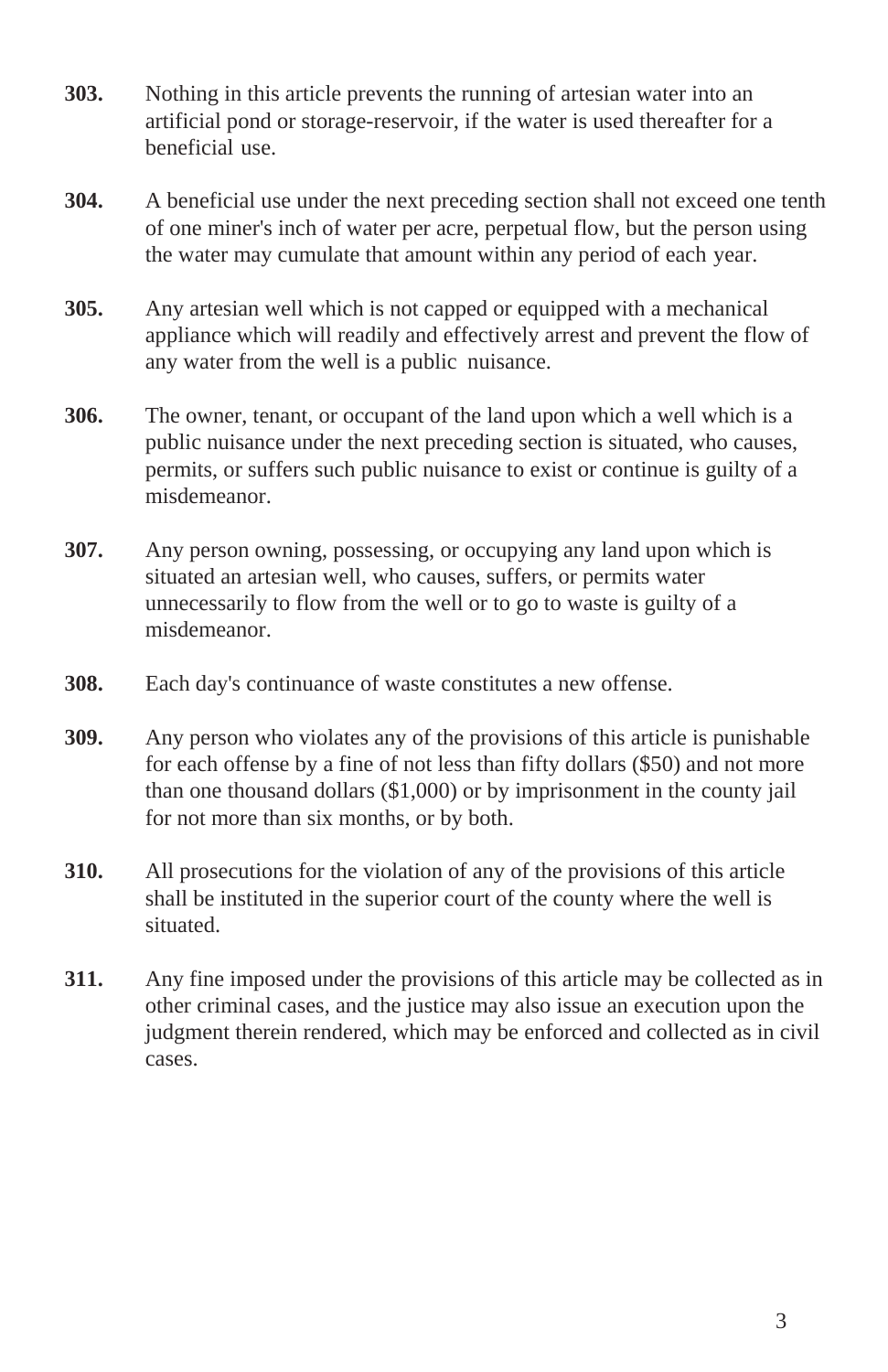**303.** Nothing in this article prevents the running of artesian water into an artificial pond or storage-reservoir, if the water is used thereafter for a beneficial use.

**304.** A beneficial use under the next preceding section shall not exceed one tenth of one miner's inch of water per acre, perpetual flow, but the person using the water may cumulate that amount within any period of each year.

**305.** Any artesian well which is not capped or equipped with a mechanical appliance which will readily and effectively arrest and prevent the flow of any water from the well is a public nuisance.

**306.** The owner, tenant, or occupant of the land upon which a well which is a public nuisance under the next preceding section is situated, who causes, permits, or suffers such public nuisance to exist or continue is guilty of a misdemeanor.

**307.** Any person owning, possessing, or occupying any land upon which is situated an artesian well, who causes, suffers, or permits water unnecessarily to flow from the well or to go to waste is guilty of a misdemeanor.

**308.** Each day's continuance of waste constitutes a new offense.

**309.** Any person who violates any of the provisions of this article is punishable for each offense by a fine of not less than fifty dollars ($50) and not more than one thousand dollars ($1,000) or by imprisonment in the county jail for not more than six months, or by both.

**310.** All prosecutions for the violation of any of the provisions of this article shall be instituted in the superior court of the county where the well is situated.

**311.** Any fine imposed under the provisions of this article may be collected as in other criminal cases, and the justice may also issue an execution upon the judgment therein rendered, which may be enforced and collected as in civil cases.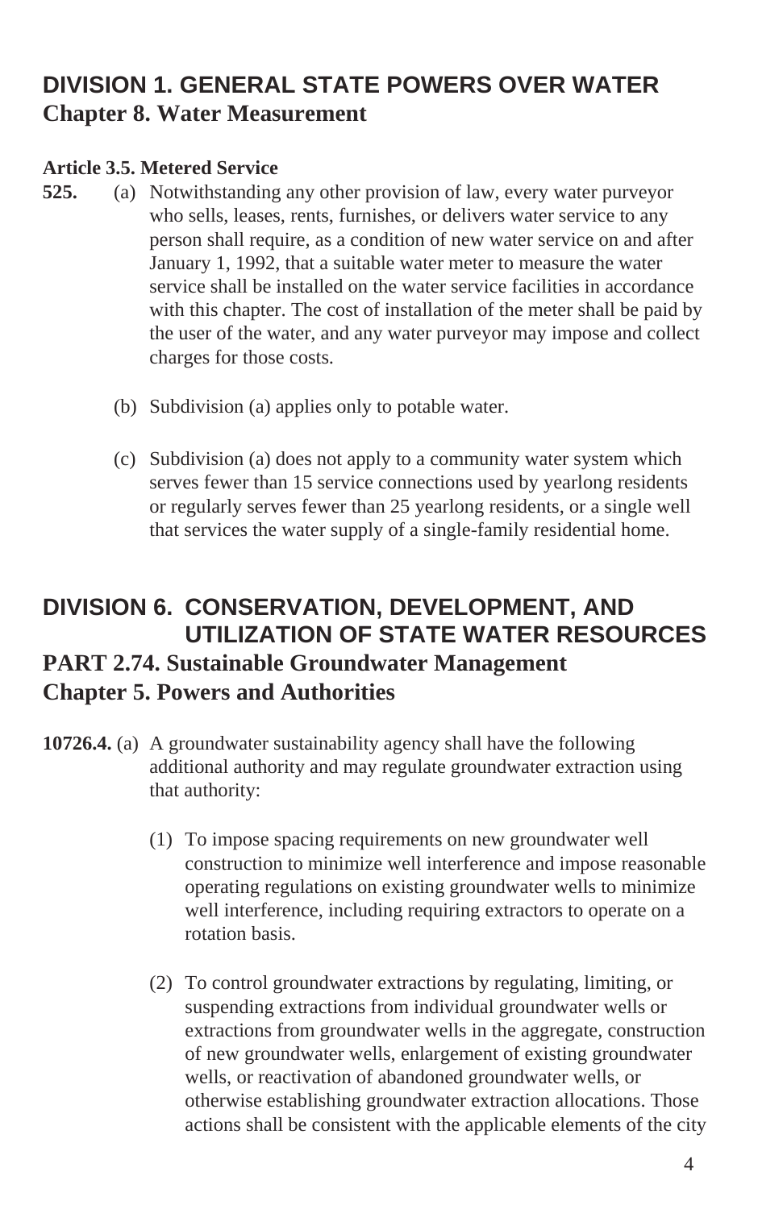## DIVISION 1. GENERAL STATE POWERS OVER WATER

### Chapter 8. Water Measurement

**Article 3.5. Metered Service**

**525.** (a) Notwithstanding any other provision of law, every water purveyor who sells, leases, rents, furnishes, or delivers water service to any person shall require, as a condition of new water service on and after January 1, 1992, that a suitable water meter to measure the water service shall be installed on the water service facilities in accordance with this chapter. The cost of installation of the meter shall be paid by the user of the water, and any water purveyor may impose and collect charges for those costs.

(b) Subdivision (a) applies only to potable water.

(c) Subdivision (a) does not apply to a community water system which serves fewer than 15 service connections used by yearlong residents or regularly serves fewer than 25 yearlong residents, or a single well that services the water supply of a single-family residential home.

## DIVISION 6. CONSERVATION, DEVELOPMENT, AND UTILIZATION OF STATE WATER RESOURCES

### PART 2.74. Sustainable Groundwater Management

### Chapter 5. Powers and Authorities

**10726.4.** (a) A groundwater sustainability agency shall have the following additional authority and may regulate groundwater extraction using that authority:

(1) To impose spacing requirements on new groundwater well construction to minimize well interference and impose reasonable operating regulations on existing groundwater wells to minimize well interference, including requiring extractors to operate on a rotation basis.

(2) To control groundwater extractions by regulating, limiting, or suspending extractions from individual groundwater wells or extractions from groundwater wells in the aggregate, construction of new groundwater wells, enlargement of existing groundwater wells, or reactivation of abandoned groundwater wells, or otherwise establishing groundwater extraction allocations. Those actions shall be consistent with the applicable elements of the city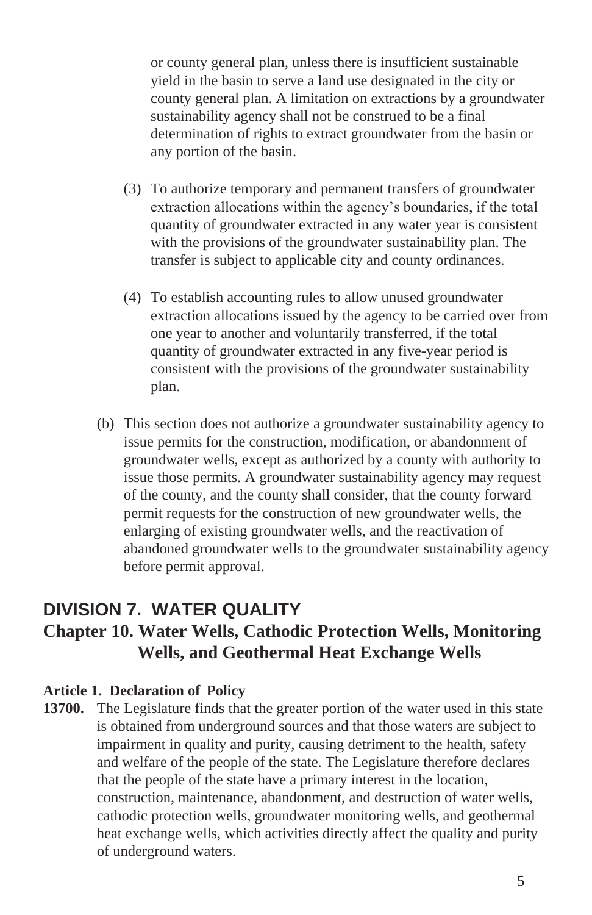or county general plan, unless there is insufficient sustainable yield in the basin to serve a land use designated in the city or county general plan. A limitation on extractions by a groundwater sustainability agency shall not be construed to be a final determination of rights to extract groundwater from the basin or any portion of the basin.

(3) To authorize temporary and permanent transfers of groundwater extraction allocations within the agency's boundaries, if the total quantity of groundwater extracted in any water year is consistent with the provisions of the groundwater sustainability plan. The transfer is subject to applicable city and county ordinances.

(4) To establish accounting rules to allow unused groundwater extraction allocations issued by the agency to be carried over from one year to another and voluntarily transferred, if the total quantity of groundwater extracted in any five-year period is consistent with the provisions of the groundwater sustainability plan.

(b) This section does not authorize a groundwater sustainability agency to issue permits for the construction, modification, or abandonment of groundwater wells, except as authorized by a county with authority to issue those permits. A groundwater sustainability agency may request of the county, and the county shall consider, that the county forward permit requests for the construction of new groundwater wells, the enlarging of existing groundwater wells, and the reactivation of abandoned groundwater wells to the groundwater sustainability agency before permit approval.

## DIVISION 7. WATER QUALITY

### Chapter 10. Water Wells, Cathodic Protection Wells, Monitoring Wells, and Geothermal Heat Exchange Wells

**Article 1. Declaration of Policy**

**13700.** The Legislature finds that the greater portion of the water used in this state is obtained from underground sources and that those waters are subject to impairment in quality and purity, causing detriment to the health, safety and welfare of the people of the state. The Legislature therefore declares that the people of the state have a primary interest in the location, construction, maintenance, abandonment, and destruction of water wells, cathodic protection wells, groundwater monitoring wells, and geothermal heat exchange wells, which activities directly affect the quality and purity of underground waters.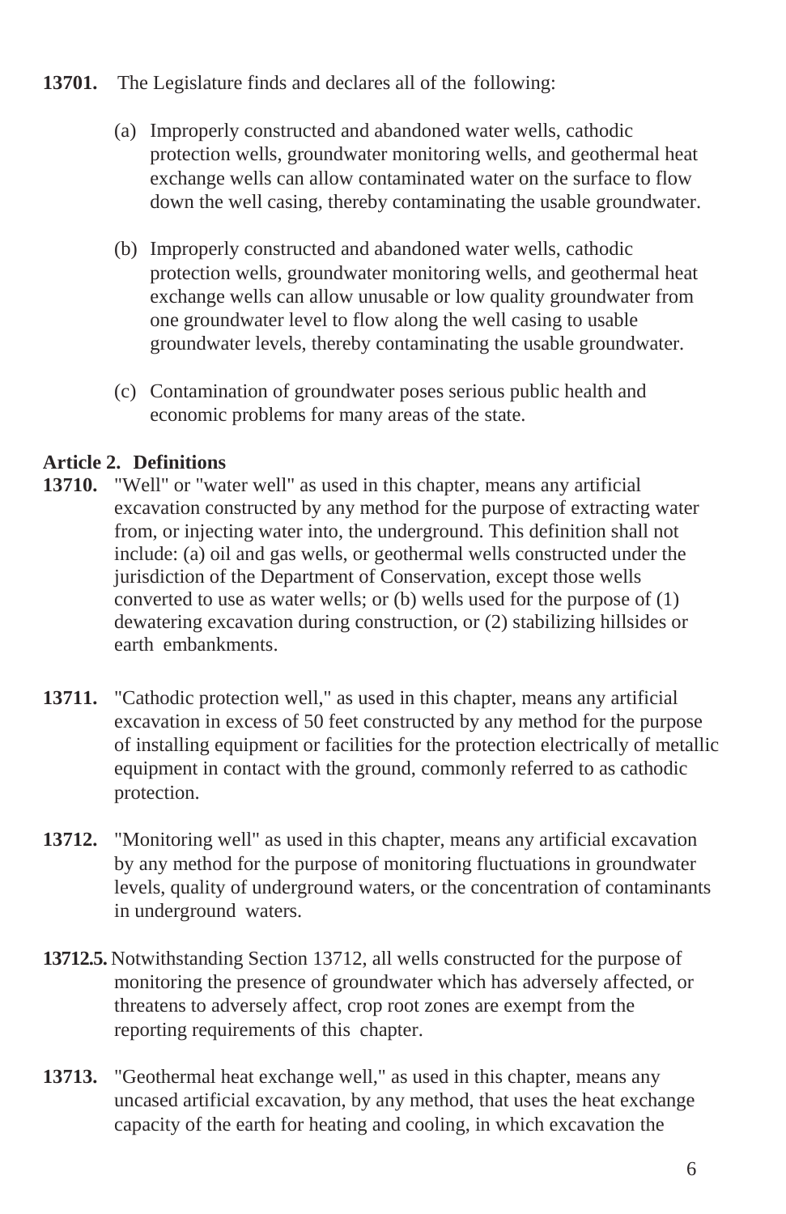**13701.** The Legislature finds and declares all of the following:

(a) Improperly constructed and abandoned water wells, cathodic protection wells, groundwater monitoring wells, and geothermal heat exchange wells can allow contaminated water on the surface to flow down the well casing, thereby contaminating the usable groundwater.

(b) Improperly constructed and abandoned water wells, cathodic protection wells, groundwater monitoring wells, and geothermal heat exchange wells can allow unusable or low quality groundwater from one groundwater level to flow along the well casing to usable groundwater levels, thereby contaminating the usable groundwater.

(c) Contamination of groundwater poses serious public health and economic problems for many areas of the state.

## Article 2. Definitions

**13710.** "Well" or "water well" as used in this chapter, means any artificial excavation constructed by any method for the purpose of extracting water from, or injecting water into, the underground. This definition shall not include: (a) oil and gas wells, or geothermal wells constructed under the jurisdiction of the Department of Conservation, except those wells converted to use as water wells; or (b) wells used for the purpose of (1) dewatering excavation during construction, or (2) stabilizing hillsides or earth embankments.

**13711.** "Cathodic protection well," as used in this chapter, means any artificial excavation in excess of 50 feet constructed by any method for the purpose of installing equipment or facilities for the protection electrically of metallic equipment in contact with the ground, commonly referred to as cathodic protection.

**13712.** "Monitoring well" as used in this chapter, means any artificial excavation by any method for the purpose of monitoring fluctuations in groundwater levels, quality of underground waters, or the concentration of contaminants in underground waters.

**13712.5.** Notwithstanding Section 13712, all wells constructed for the purpose of monitoring the presence of groundwater which has adversely affected, or threatens to adversely affect, crop root zones are exempt from the reporting requirements of this chapter.

**13713.** "Geothermal heat exchange well," as used in this chapter, means any uncased artificial excavation, by any method, that uses the heat exchange capacity of the earth for heating and cooling, in which excavation the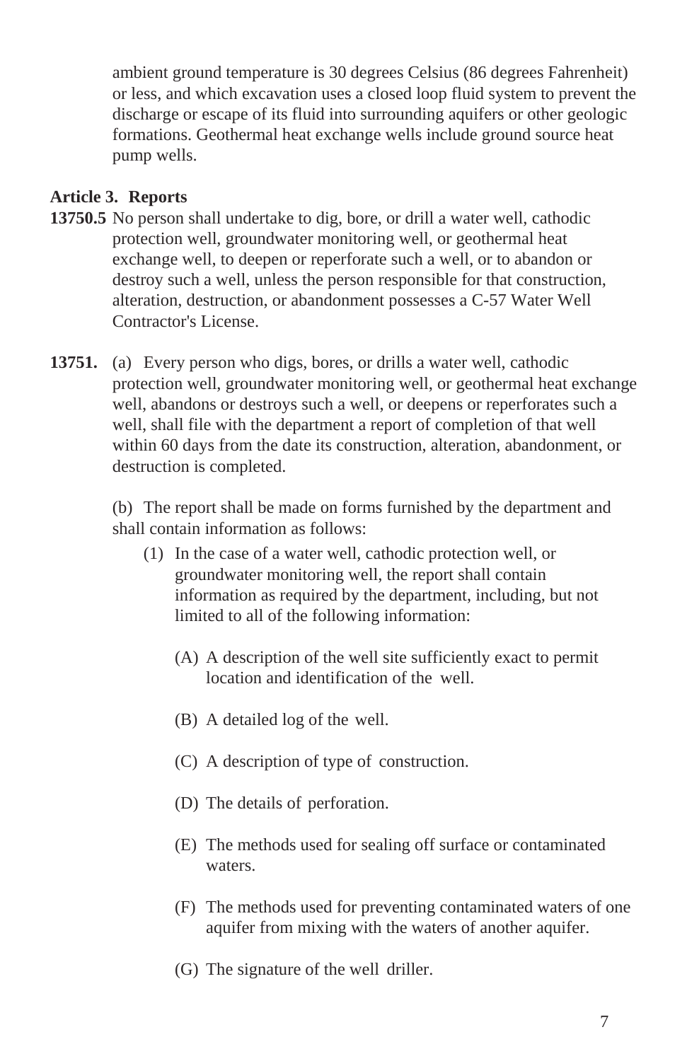ambient ground temperature is 30 degrees Celsius (86 degrees Fahrenheit) or less, and which excavation uses a closed loop fluid system to prevent the discharge or escape of its fluid into surrounding aquifers or other geologic formations. Geothermal heat exchange wells include ground source heat pump wells.

### Article 3. Reports

**13750.5** No person shall undertake to dig, bore, or drill a water well, cathodic protection well, groundwater monitoring well, or geothermal heat exchange well, to deepen or reperforate such a well, or to abandon or destroy such a well, unless the person responsible for that construction, alteration, destruction, or abandonment possesses a C-57 Water Well Contractor's License.

**13751.** (a) Every person who digs, bores, or drills a water well, cathodic protection well, groundwater monitoring well, or geothermal heat exchange well, abandons or destroys such a well, or deepens or reperforates such a well, shall file with the department a report of completion of that well within 60 days from the date its construction, alteration, abandonment, or destruction is completed.

(b) The report shall be made on forms furnished by the department and shall contain information as follows:

(1) In the case of a water well, cathodic protection well, or groundwater monitoring well, the report shall contain information as required by the department, including, but not limited to all of the following information:

(A) A description of the well site sufficiently exact to permit location and identification of the well.

(B) A detailed log of the well.

(C) A description of type of construction.

(D) The details of perforation.

(E) The methods used for sealing off surface or contaminated waters.

(F) The methods used for preventing contaminated waters of one aquifer from mixing with the waters of another aquifer.

(G) The signature of the well driller.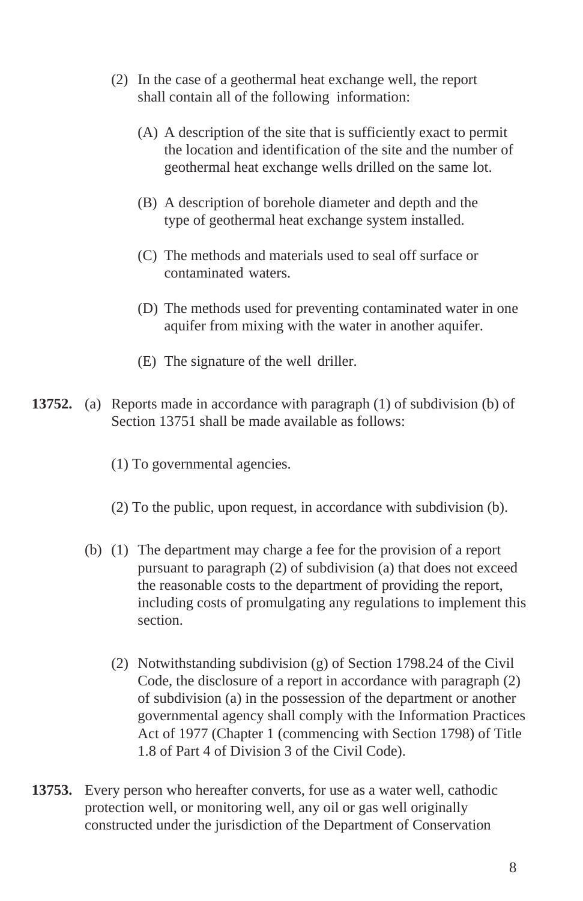(2) In the case of a geothermal heat exchange well, the report shall contain all of the following information:

(A) A description of the site that is sufficiently exact to permit the location and identification of the site and the number of geothermal heat exchange wells drilled on the same lot.

(B) A description of borehole diameter and depth and the type of geothermal heat exchange system installed.

(C) The methods and materials used to seal off surface or contaminated waters.

(D) The methods used for preventing contaminated water in one aquifer from mixing with the water in another aquifer.

(E) The signature of the well driller.

**13752.** (a) Reports made in accordance with paragraph (1) of subdivision (b) of Section 13751 shall be made available as follows:

(1) To governmental agencies.

(2) To the public, upon request, in accordance with subdivision (b).

(b) (1) The department may charge a fee for the provision of a report pursuant to paragraph (2) of subdivision (a) that does not exceed the reasonable costs to the department of providing the report, including costs of promulgating any regulations to implement this section.

(2) Notwithstanding subdivision (g) of Section 1798.24 of the Civil Code, the disclosure of a report in accordance with paragraph (2) of subdivision (a) in the possession of the department or another governmental agency shall comply with the Information Practices Act of 1977 (Chapter 1 (commencing with Section 1798) of Title 1.8 of Part 4 of Division 3 of the Civil Code).

**13753.** Every person who hereafter converts, for use as a water well, cathodic protection well, or monitoring well, any oil or gas well originally constructed under the jurisdiction of the Department of Conservation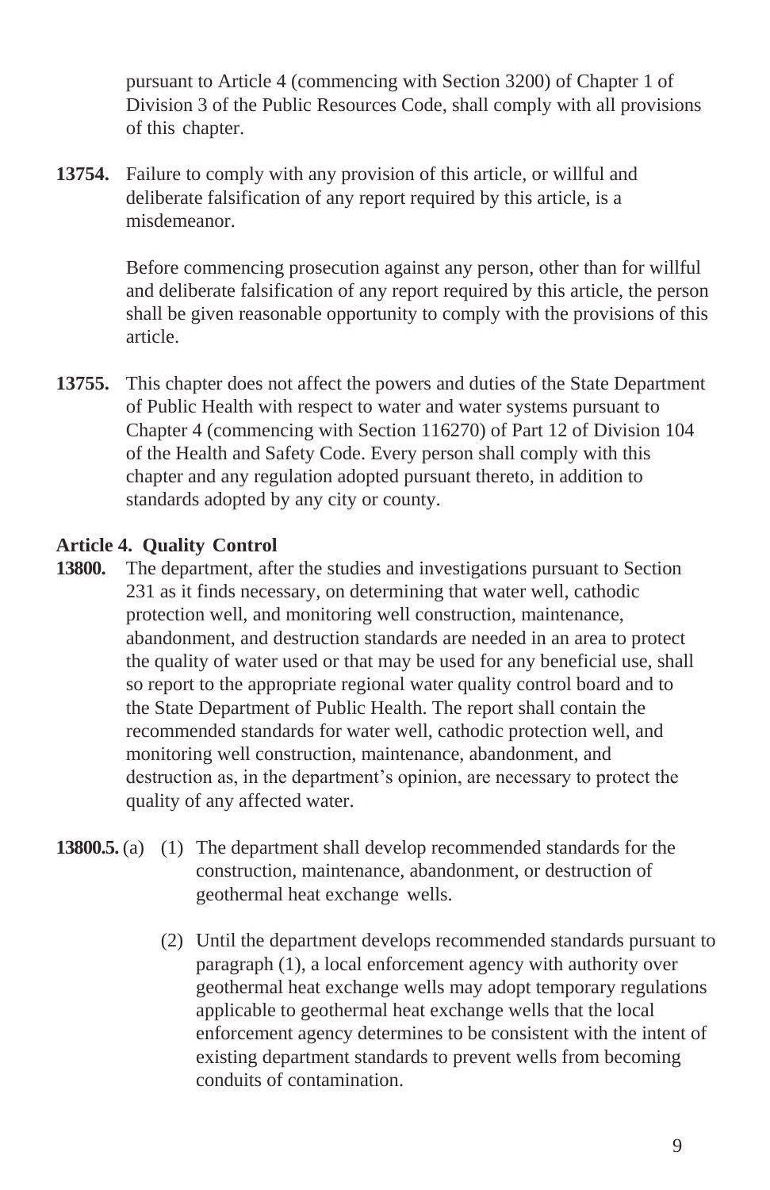pursuant to Article 4 (commencing with Section 3200) of Chapter 1 of Division 3 of the Public Resources Code, shall comply with all provisions of this chapter.

**13754.** Failure to comply with any provision of this article, or willful and deliberate falsification of any report required by this article, is a misdemeanor.

Before commencing prosecution against any person, other than for willful and deliberate falsification of any report required by this article, the person shall be given reasonable opportunity to comply with the provisions of this article.

**13755.** This chapter does not affect the powers and duties of the State Department of Public Health with respect to water and water systems pursuant to Chapter 4 (commencing with Section 116270) of Part 12 of Division 104 of the Health and Safety Code. Every person shall comply with this chapter and any regulation adopted pursuant thereto, in addition to standards adopted by any city or county.

### Article 4. Quality Control

**13800.** The department, after the studies and investigations pursuant to Section 231 as it finds necessary, on determining that water well, cathodic protection well, and monitoring well construction, maintenance, abandonment, and destruction standards are needed in an area to protect the quality of water used or that may be used for any beneficial use, shall so report to the appropriate regional water quality control board and to the State Department of Public Health. The report shall contain the recommended standards for water well, cathodic protection well, and monitoring well construction, maintenance, abandonment, and destruction as, in the department's opinion, are necessary to protect the quality of any affected water.

**13800.5.** (a) (1) The department shall develop recommended standards for the construction, maintenance, abandonment, or destruction of geothermal heat exchange wells.

(2) Until the department develops recommended standards pursuant to paragraph (1), a local enforcement agency with authority over geothermal heat exchange wells may adopt temporary regulations applicable to geothermal heat exchange wells that the local enforcement agency determines to be consistent with the intent of existing department standards to prevent wells from becoming conduits of contamination.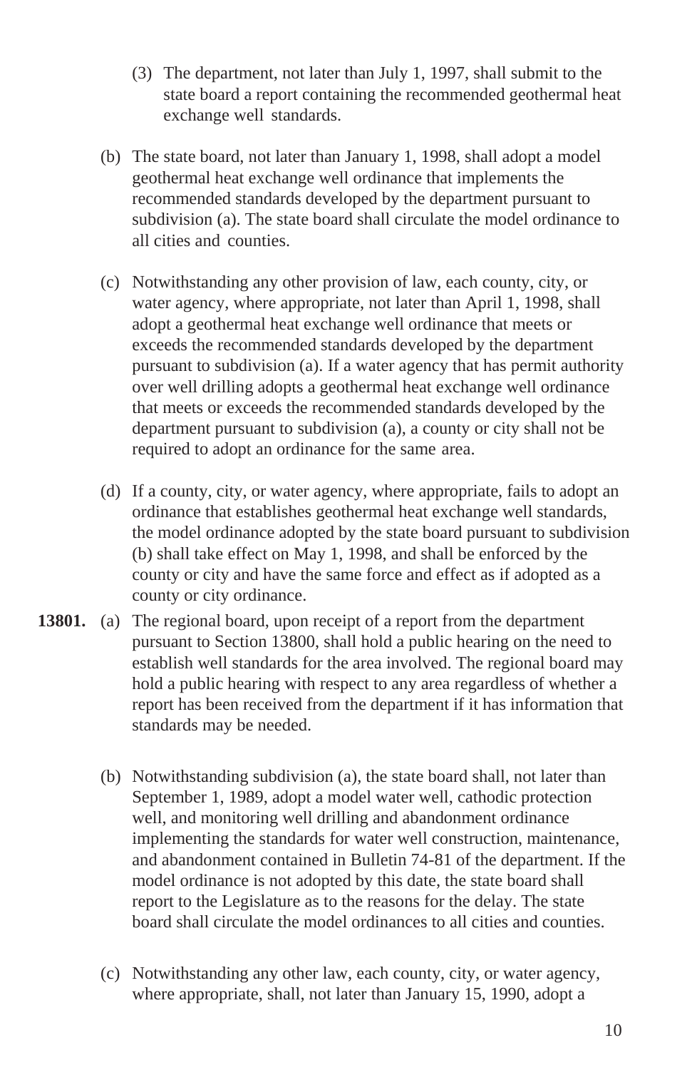(3) The department, not later than July 1, 1997, shall submit to the state board a report containing the recommended geothermal heat exchange well standards.

(b) The state board, not later than January 1, 1998, shall adopt a model geothermal heat exchange well ordinance that implements the recommended standards developed by the department pursuant to subdivision (a). The state board shall circulate the model ordinance to all cities and counties.

(c) Notwithstanding any other provision of law, each county, city, or water agency, where appropriate, not later than April 1, 1998, shall adopt a geothermal heat exchange well ordinance that meets or exceeds the recommended standards developed by the department pursuant to subdivision (a). If a water agency that has permit authority over well drilling adopts a geothermal heat exchange well ordinance that meets or exceeds the recommended standards developed by the department pursuant to subdivision (a), a county or city shall not be required to adopt an ordinance for the same area.

(d) If a county, city, or water agency, where appropriate, fails to adopt an ordinance that establishes geothermal heat exchange well standards, the model ordinance adopted by the state board pursuant to subdivision (b) shall take effect on May 1, 1998, and shall be enforced by the county or city and have the same force and effect as if adopted as a county or city ordinance.

**13801.** (a) The regional board, upon receipt of a report from the department pursuant to Section 13800, shall hold a public hearing on the need to establish well standards for the area involved. The regional board may hold a public hearing with respect to any area regardless of whether a report has been received from the department if it has information that standards may be needed.

(b) Notwithstanding subdivision (a), the state board shall, not later than September 1, 1989, adopt a model water well, cathodic protection well, and monitoring well drilling and abandonment ordinance implementing the standards for water well construction, maintenance, and abandonment contained in Bulletin 74-81 of the department. If the model ordinance is not adopted by this date, the state board shall report to the Legislature as to the reasons for the delay. The state board shall circulate the model ordinances to all cities and counties.

(c) Notwithstanding any other law, each county, city, or water agency, where appropriate, shall, not later than January 15, 1990, adopt a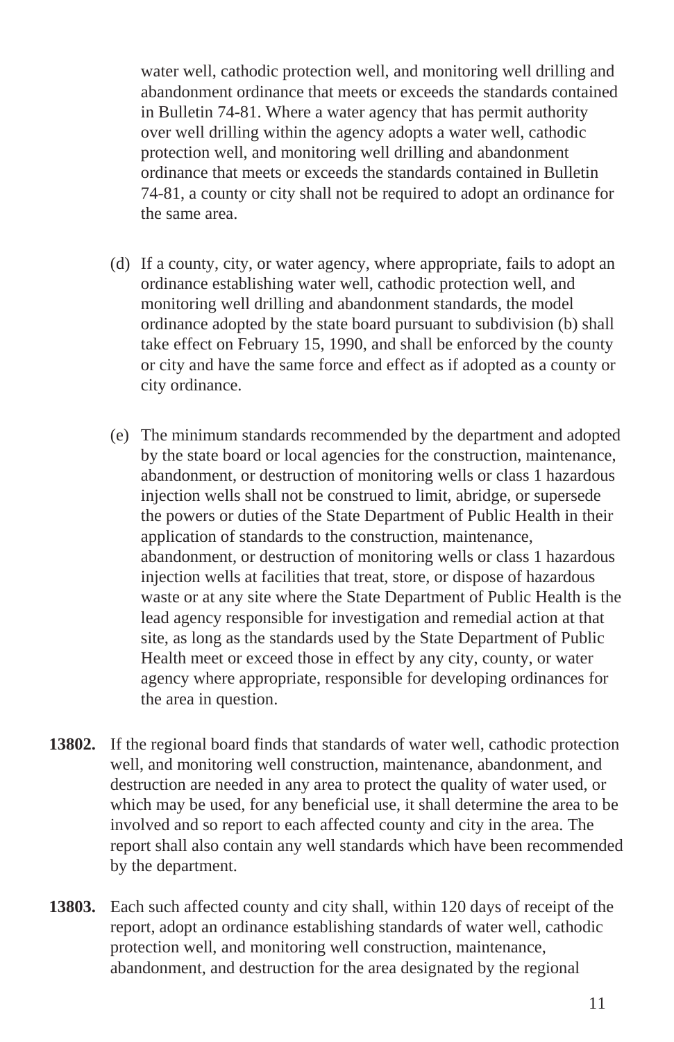water well, cathodic protection well, and monitoring well drilling and abandonment ordinance that meets or exceeds the standards contained in Bulletin 74-81. Where a water agency that has permit authority over well drilling within the agency adopts a water well, cathodic protection well, and monitoring well drilling and abandonment ordinance that meets or exceeds the standards contained in Bulletin 74-81, a county or city shall not be required to adopt an ordinance for the same area.

(d) If a county, city, or water agency, where appropriate, fails to adopt an ordinance establishing water well, cathodic protection well, and monitoring well drilling and abandonment standards, the model ordinance adopted by the state board pursuant to subdivision (b) shall take effect on February 15, 1990, and shall be enforced by the county or city and have the same force and effect as if adopted as a county or city ordinance.

(e) The minimum standards recommended by the department and adopted by the state board or local agencies for the construction, maintenance, abandonment, or destruction of monitoring wells or class 1 hazardous injection wells shall not be construed to limit, abridge, or supersede the powers or duties of the State Department of Public Health in their application of standards to the construction, maintenance, abandonment, or destruction of monitoring wells or class 1 hazardous injection wells at facilities that treat, store, or dispose of hazardous waste or at any site where the State Department of Public Health is the lead agency responsible for investigation and remedial action at that site, as long as the standards used by the State Department of Public Health meet or exceed those in effect by any city, county, or water agency where appropriate, responsible for developing ordinances for the area in question.

**13802.** If the regional board finds that standards of water well, cathodic protection well, and monitoring well construction, maintenance, abandonment, and destruction are needed in any area to protect the quality of water used, or which may be used, for any beneficial use, it shall determine the area to be involved and so report to each affected county and city in the area. The report shall also contain any well standards which have been recommended by the department.

**13803.** Each such affected county and city shall, within 120 days of receipt of the report, adopt an ordinance establishing standards of water well, cathodic protection well, and monitoring well construction, maintenance, abandonment, and destruction for the area designated by the regional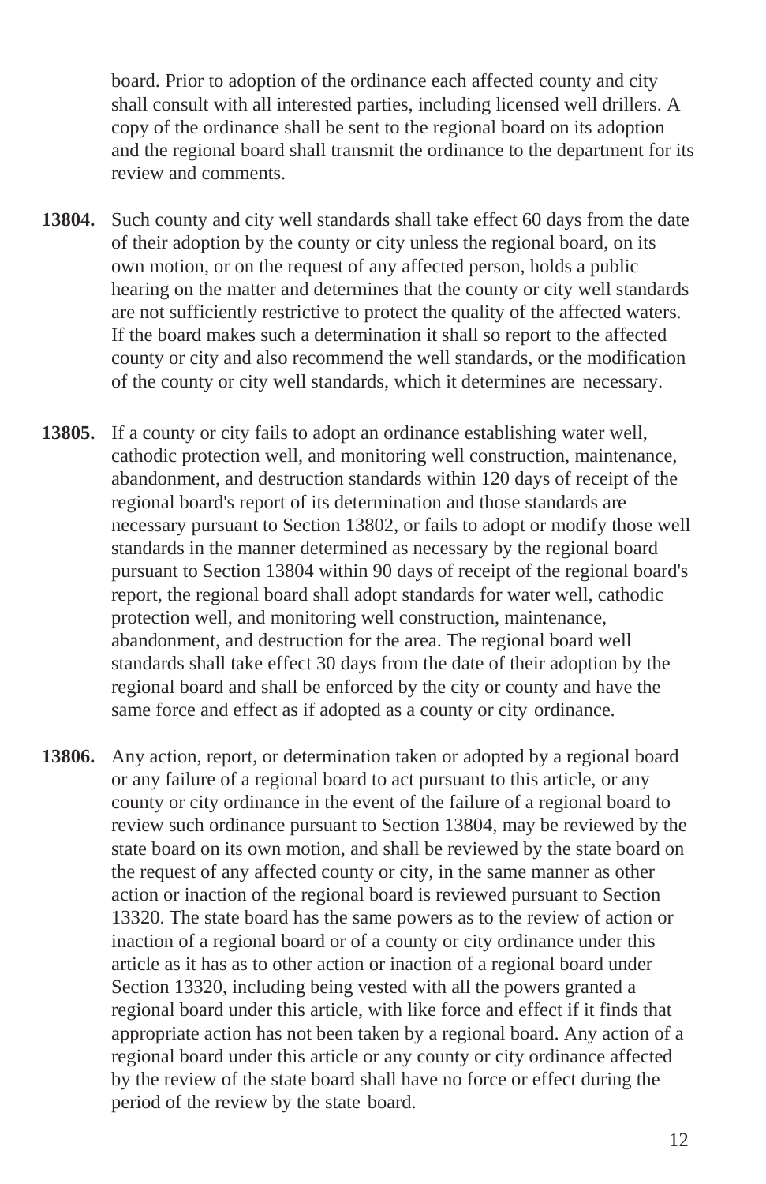board. Prior to adoption of the ordinance each affected county and city shall consult with all interested parties, including licensed well drillers. A copy of the ordinance shall be sent to the regional board on its adoption and the regional board shall transmit the ordinance to the department for its review and comments.

**13804.** Such county and city well standards shall take effect 60 days from the date of their adoption by the county or city unless the regional board, on its own motion, or on the request of any affected person, holds a public hearing on the matter and determines that the county or city well standards are not sufficiently restrictive to protect the quality of the affected waters. If the board makes such a determination it shall so report to the affected county or city and also recommend the well standards, or the modification of the county or city well standards, which it determines are necessary.

**13805.** If a county or city fails to adopt an ordinance establishing water well, cathodic protection well, and monitoring well construction, maintenance, abandonment, and destruction standards within 120 days of receipt of the regional board's report of its determination and those standards are necessary pursuant to Section 13802, or fails to adopt or modify those well standards in the manner determined as necessary by the regional board pursuant to Section 13804 within 90 days of receipt of the regional board's report, the regional board shall adopt standards for water well, cathodic protection well, and monitoring well construction, maintenance, abandonment, and destruction for the area. The regional board well standards shall take effect 30 days from the date of their adoption by the regional board and shall be enforced by the city or county and have the same force and effect as if adopted as a county or city ordinance.

**13806.** Any action, report, or determination taken or adopted by a regional board or any failure of a regional board to act pursuant to this article, or any county or city ordinance in the event of the failure of a regional board to review such ordinance pursuant to Section 13804, may be reviewed by the state board on its own motion, and shall be reviewed by the state board on the request of any affected county or city, in the same manner as other action or inaction of the regional board is reviewed pursuant to Section 13320. The state board has the same powers as to the review of action or inaction of a regional board or of a county or city ordinance under this article as it has as to other action or inaction of a regional board under Section 13320, including being vested with all the powers granted a regional board under this article, with like force and effect if it finds that appropriate action has not been taken by a regional board. Any action of a regional board under this article or any county or city ordinance affected by the review of the state board shall have no force or effect during the period of the review by the state board.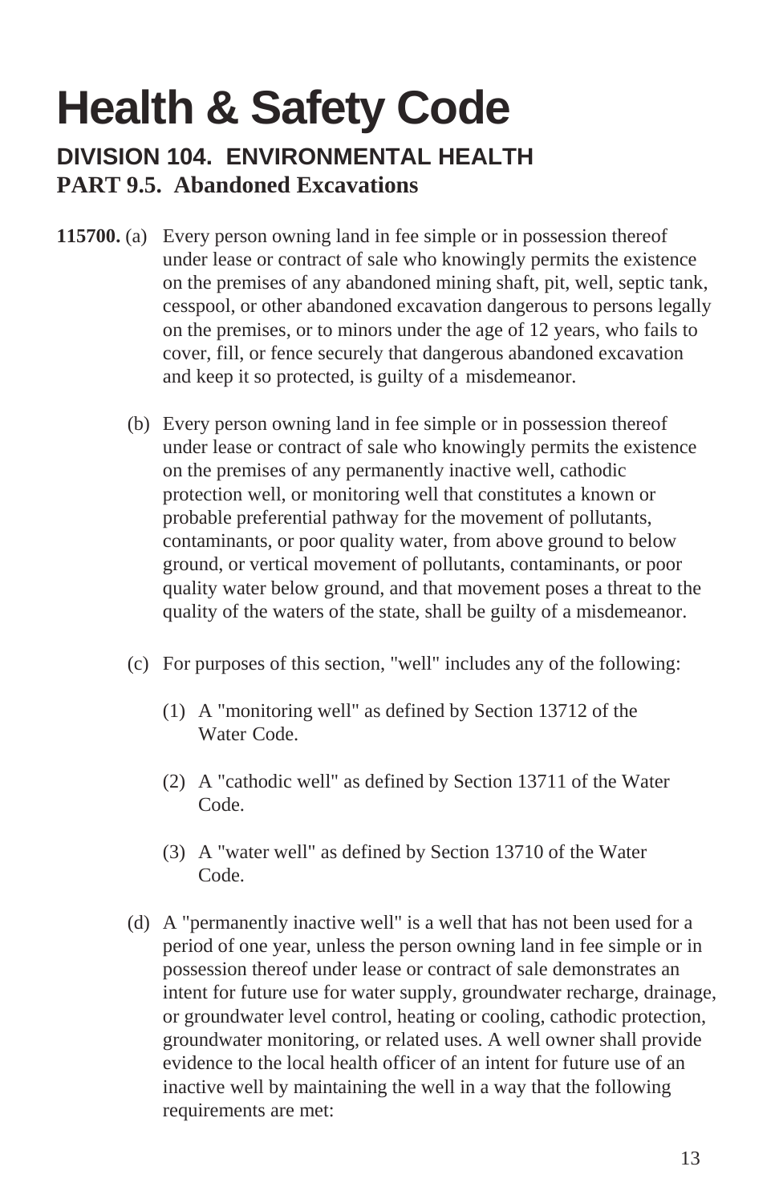# Health & Safety Code

## DIVISION 104. ENVIRONMENTAL HEALTH

## PART 9.5. Abandoned Excavations

**115700.** (a) Every person owning land in fee simple or in possession thereof under lease or contract of sale who knowingly permits the existence on the premises of any abandoned mining shaft, pit, well, septic tank, cesspool, or other abandoned excavation dangerous to persons legally on the premises, or to minors under the age of 12 years, who fails to cover, fill, or fence securely that dangerous abandoned excavation and keep it so protected, is guilty of a misdemeanor.

(b) Every person owning land in fee simple or in possession thereof under lease or contract of sale who knowingly permits the existence on the premises of any permanently inactive well, cathodic protection well, or monitoring well that constitutes a known or probable preferential pathway for the movement of pollutants, contaminants, or poor quality water, from above ground to below ground, or vertical movement of pollutants, contaminants, or poor quality water below ground, and that movement poses a threat to the quality of the waters of the state, shall be guilty of a misdemeanor.

(c) For purposes of this section, "well" includes any of the following:

(1) A "monitoring well" as defined by Section 13712 of the Water Code.

(2) A "cathodic well" as defined by Section 13711 of the Water Code.

(3) A "water well" as defined by Section 13710 of the Water Code.

(d) A "permanently inactive well" is a well that has not been used for a period of one year, unless the person owning land in fee simple or in possession thereof under lease or contract of sale demonstrates an intent for future use for water supply, groundwater recharge, drainage, or groundwater level control, heating or cooling, cathodic protection, groundwater monitoring, or related uses. A well owner shall provide evidence to the local health officer of an intent for future use of an inactive well by maintaining the well in a way that the following requirements are met: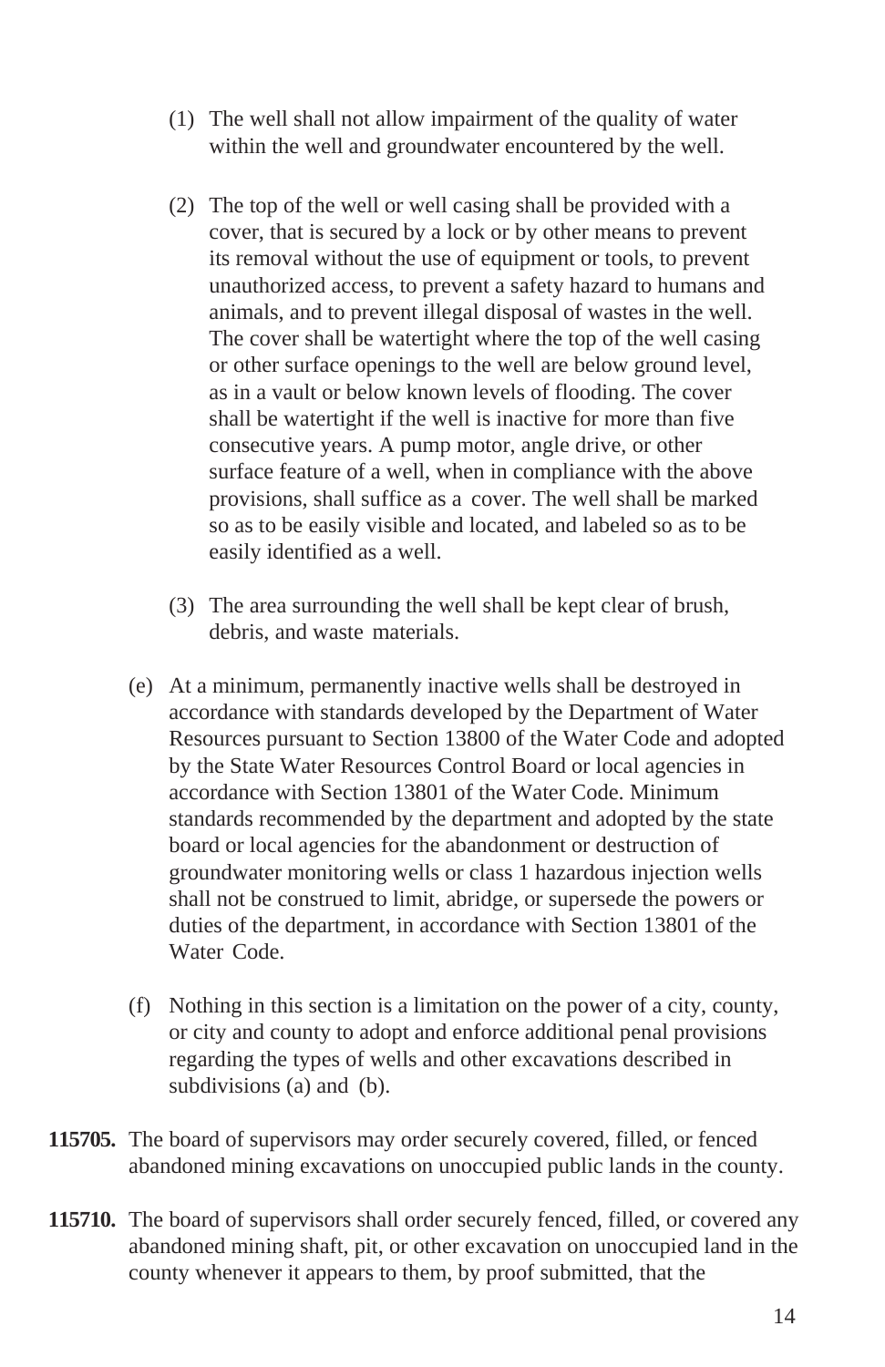(1) The well shall not allow impairment of the quality of water within the well and groundwater encountered by the well.

(2) The top of the well or well casing shall be provided with a cover, that is secured by a lock or by other means to prevent its removal without the use of equipment or tools, to prevent unauthorized access, to prevent a safety hazard to humans and animals, and to prevent illegal disposal of wastes in the well. The cover shall be watertight where the top of the well casing or other surface openings to the well are below ground level, as in a vault or below known levels of flooding. The cover shall be watertight if the well is inactive for more than five consecutive years. A pump motor, angle drive, or other surface feature of a well, when in compliance with the above provisions, shall suffice as a cover. The well shall be marked so as to be easily visible and located, and labeled so as to be easily identified as a well.

(3) The area surrounding the well shall be kept clear of brush, debris, and waste materials.

(e) At a minimum, permanently inactive wells shall be destroyed in accordance with standards developed by the Department of Water Resources pursuant to Section 13800 of the Water Code and adopted by the State Water Resources Control Board or local agencies in accordance with Section 13801 of the Water Code. Minimum standards recommended by the department and adopted by the state board or local agencies for the abandonment or destruction of groundwater monitoring wells or class 1 hazardous injection wells shall not be construed to limit, abridge, or supersede the powers or duties of the department, in accordance with Section 13801 of the Water Code.

(f) Nothing in this section is a limitation on the power of a city, county, or city and county to adopt and enforce additional penal provisions regarding the types of wells and other excavations described in subdivisions (a) and (b).

**115705.** The board of supervisors may order securely covered, filled, or fenced abandoned mining excavations on unoccupied public lands in the county.

**115710.** The board of supervisors shall order securely fenced, filled, or covered any abandoned mining shaft, pit, or other excavation on unoccupied land in the county whenever it appears to them, by proof submitted, that the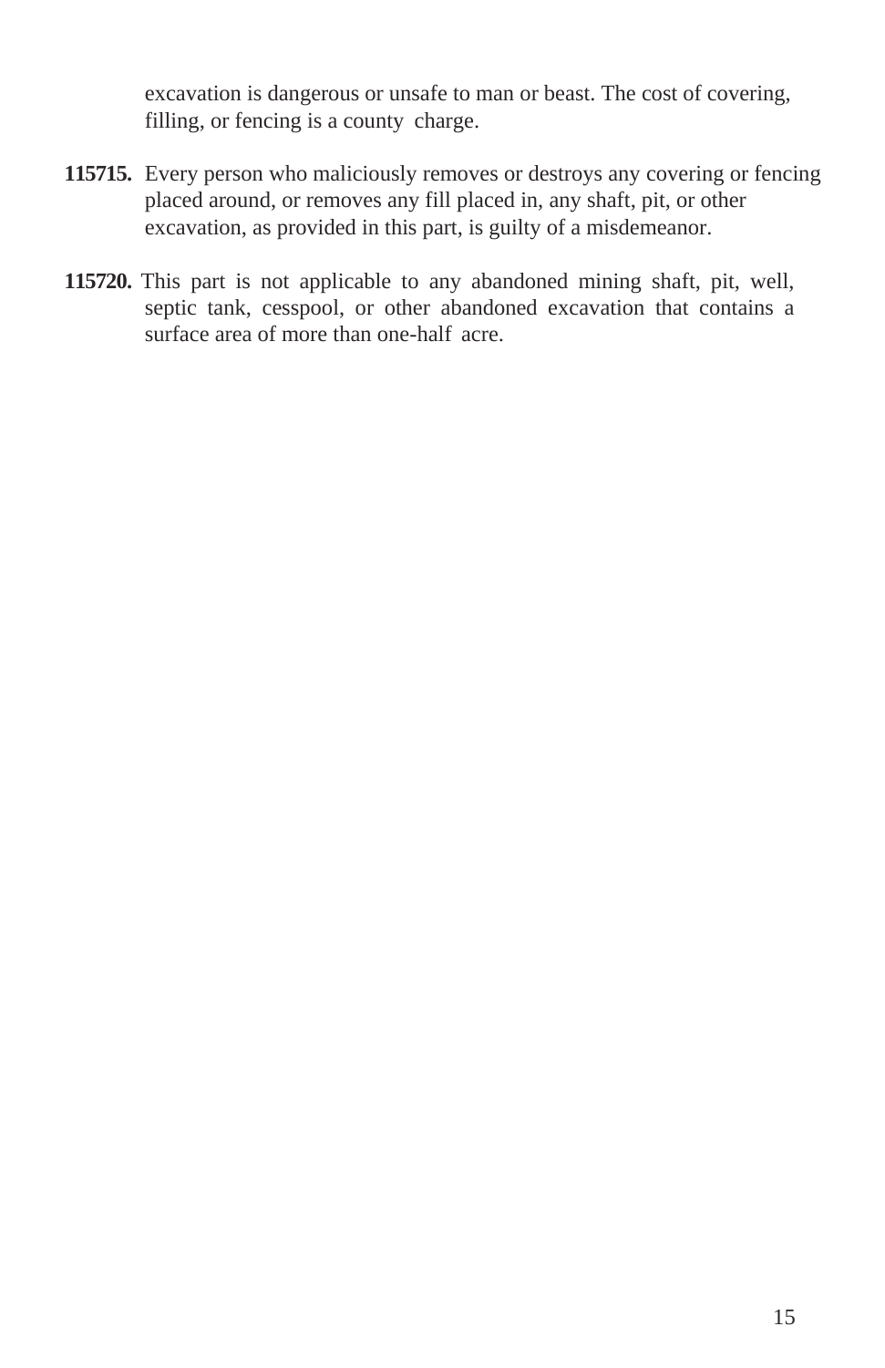excavation is dangerous or unsafe to man or beast. The cost of covering, filling, or fencing is a county charge.

**115715.** Every person who maliciously removes or destroys any covering or fencing placed around, or removes any fill placed in, any shaft, pit, or other excavation, as provided in this part, is guilty of a misdemeanor.

**115720.** This part is not applicable to any abandoned mining shaft, pit, well, septic tank, cesspool, or other abandoned excavation that contains a surface area of more than one-half acre.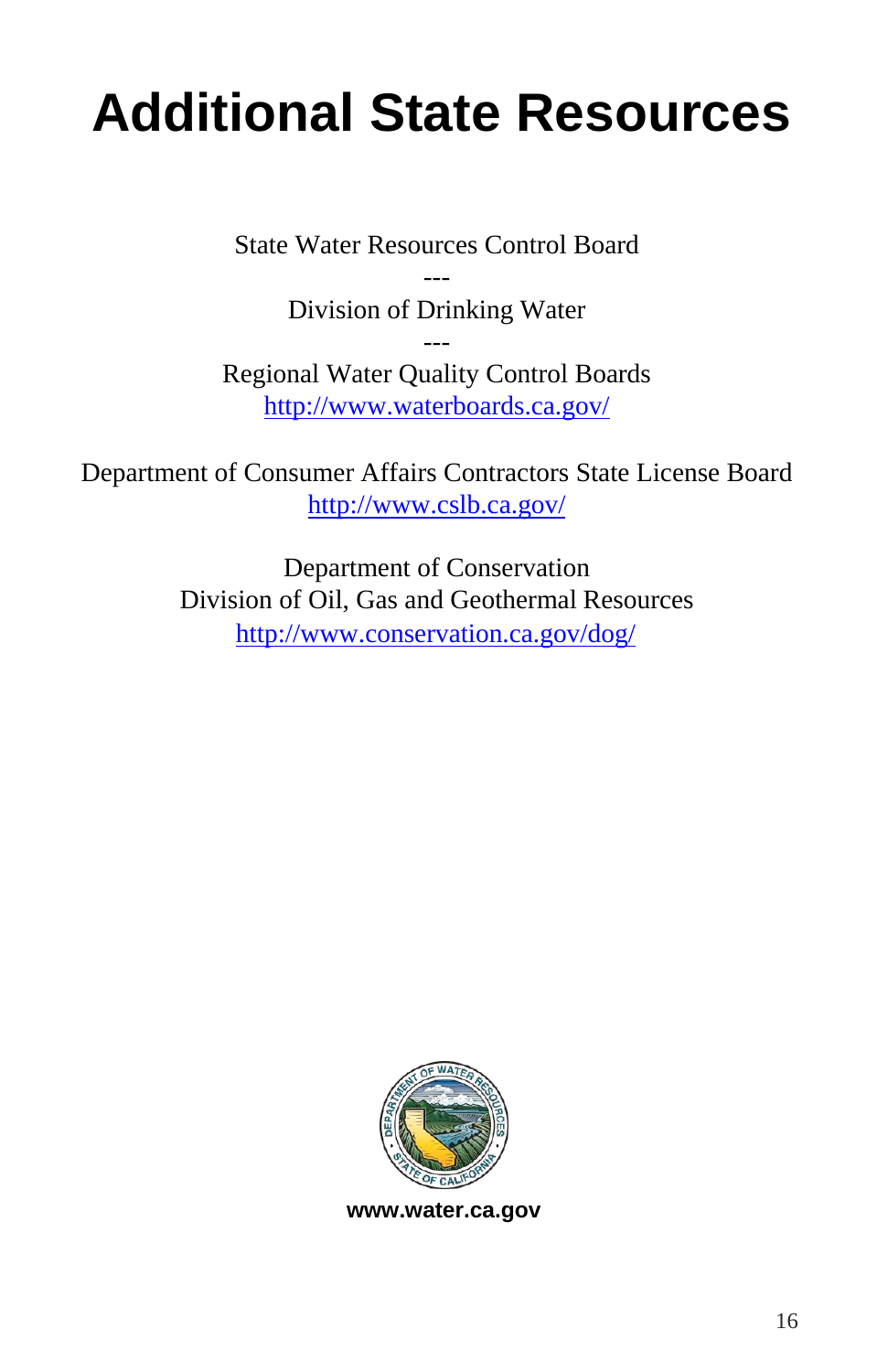# Additional State Resources

State Water Resources Control Board

---

Division of Drinking Water

---

Regional Water Quality Control Boards

http://www.waterboards.ca.gov/

Department of Consumer Affairs Contractors State License Board

http://www.cslb.ca.gov/

Department of Conservation

Division of Oil, Gas and Geothermal Resources

http://www.conservation.ca.gov/dog/

**www.water.ca.gov**